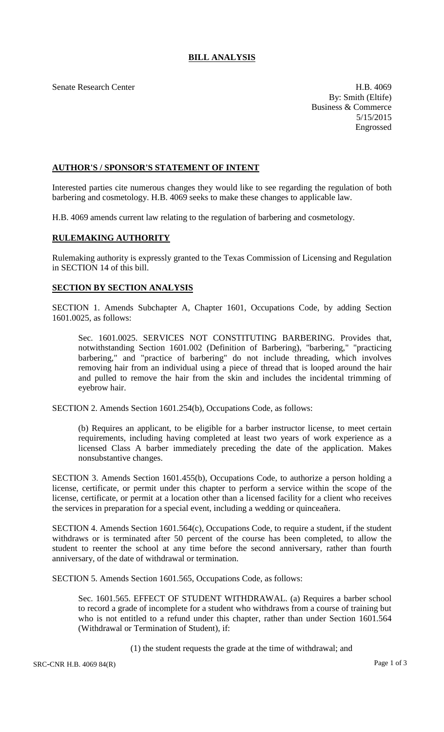# BILL ANALYSIS

Senate Research Center

H.B. 4069
By: Smith (Eltife)
Business & Commerce
5/15/2015
Engrossed

## AUTHOR'S / SPONSOR'S STATEMENT OF INTENT

Interested parties cite numerous changes they would like to see regarding the regulation of both barbering and cosmetology. H.B. 4069 seeks to make these changes to applicable law.

H.B. 4069 amends current law relating to the regulation of barbering and cosmetology.

## RULEMAKING AUTHORITY

Rulemaking authority is expressly granted to the Texas Commission of Licensing and Regulation in SECTION 14 of this bill.

## SECTION BY SECTION ANALYSIS

SECTION 1. Amends Subchapter A, Chapter 1601, Occupations Code, by adding Section 1601.0025, as follows:

Sec. 1601.0025. SERVICES NOT CONSTITUTING BARBERING. Provides that, notwithstanding Section 1601.002 (Definition of Barbering), "barbering," "practicing barbering," and "practice of barbering" do not include threading, which involves removing hair from an individual using a piece of thread that is looped around the hair and pulled to remove the hair from the skin and includes the incidental trimming of eyebrow hair.

SECTION 2. Amends Section 1601.254(b), Occupations Code, as follows:

(b) Requires an applicant, to be eligible for a barber instructor license, to meet certain requirements, including having completed at least two years of work experience as a licensed Class A barber immediately preceding the date of the application. Makes nonsubstantive changes.

SECTION 3. Amends Section 1601.455(b), Occupations Code, to authorize a person holding a license, certificate, or permit under this chapter to perform a service within the scope of the license, certificate, or permit at a location other than a licensed facility for a client who receives the services in preparation for a special event, including a wedding or quinceañera.

SECTION 4. Amends Section 1601.564(c), Occupations Code, to require a student, if the student withdraws or is terminated after 50 percent of the course has been completed, to allow the student to reenter the school at any time before the second anniversary, rather than fourth anniversary, of the date of withdrawal or termination.

SECTION 5. Amends Section 1601.565, Occupations Code, as follows:

Sec. 1601.565. EFFECT OF STUDENT WITHDRAWAL. (a) Requires a barber school to record a grade of incomplete for a student who withdraws from a course of training but who is not entitled to a refund under this chapter, rather than under Section 1601.564 (Withdrawal or Termination of Student), if:

(1) the student requests the grade at the time of withdrawal; and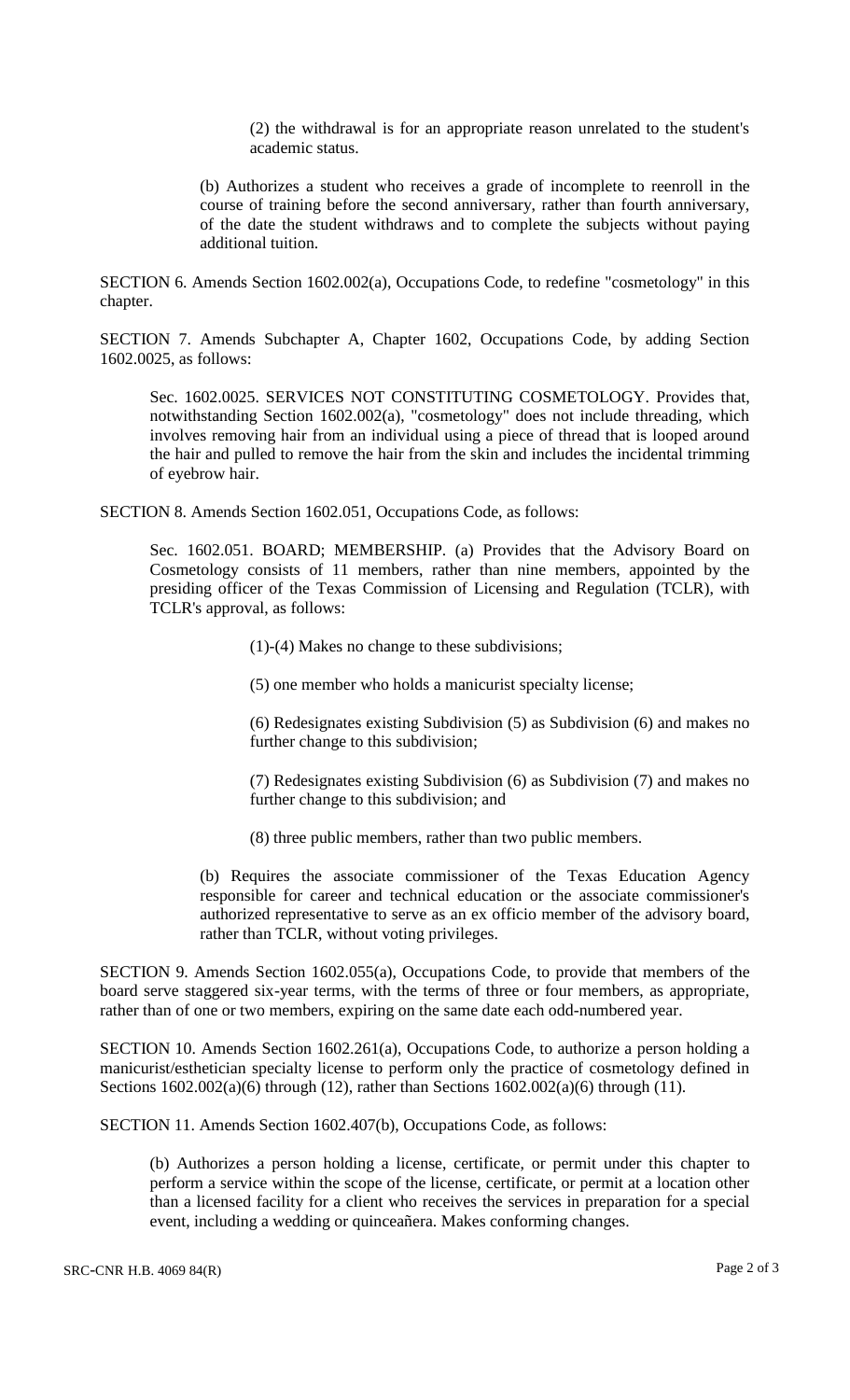(2) the withdrawal is for an appropriate reason unrelated to the student's academic status.

(b) Authorizes a student who receives a grade of incomplete to reenroll in the course of training before the second anniversary, rather than fourth anniversary, of the date the student withdraws and to complete the subjects without paying additional tuition.

SECTION 6. Amends Section 1602.002(a), Occupations Code, to redefine "cosmetology" in this chapter.

SECTION 7. Amends Subchapter A, Chapter 1602, Occupations Code, by adding Section 1602.0025, as follows:

Sec. 1602.0025. SERVICES NOT CONSTITUTING COSMETOLOGY. Provides that, notwithstanding Section 1602.002(a), "cosmetology" does not include threading, which involves removing hair from an individual using a piece of thread that is looped around the hair and pulled to remove the hair from the skin and includes the incidental trimming of eyebrow hair.

SECTION 8. Amends Section 1602.051, Occupations Code, as follows:

Sec. 1602.051. BOARD; MEMBERSHIP. (a) Provides that the Advisory Board on Cosmetology consists of 11 members, rather than nine members, appointed by the presiding officer of the Texas Commission of Licensing and Regulation (TCLR), with TCLR's approval, as follows:

(1)-(4) Makes no change to these subdivisions;

(5) one member who holds a manicurist specialty license;

(6) Redesignates existing Subdivision (5) as Subdivision (6) and makes no further change to this subdivision;

(7) Redesignates existing Subdivision (6) as Subdivision (7) and makes no further change to this subdivision; and

(8) three public members, rather than two public members.

(b) Requires the associate commissioner of the Texas Education Agency responsible for career and technical education or the associate commissioner's authorized representative to serve as an ex officio member of the advisory board, rather than TCLR, without voting privileges.

SECTION 9. Amends Section 1602.055(a), Occupations Code, to provide that members of the board serve staggered six-year terms, with the terms of three or four members, as appropriate, rather than of one or two members, expiring on the same date each odd-numbered year.

SECTION 10. Amends Section 1602.261(a), Occupations Code, to authorize a person holding a manicurist/esthetician specialty license to perform only the practice of cosmetology defined in Sections 1602.002(a)(6) through (12), rather than Sections 1602.002(a)(6) through (11).

SECTION 11. Amends Section 1602.407(b), Occupations Code, as follows:

(b) Authorizes a person holding a license, certificate, or permit under this chapter to perform a service within the scope of the license, certificate, or permit at a location other than a licensed facility for a client who receives the services in preparation for a special event, including a wedding or quinceañera. Makes conforming changes.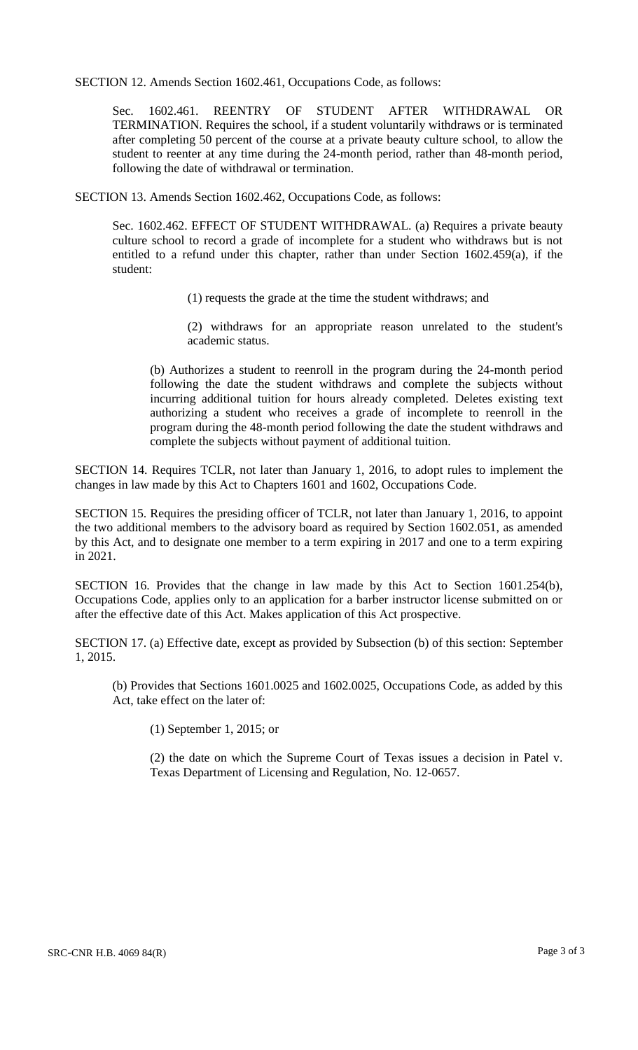SECTION 12. Amends Section 1602.461, Occupations Code, as follows:

Sec. 1602.461. REENTRY OF STUDENT AFTER WITHDRAWAL OR TERMINATION. Requires the school, if a student voluntarily withdraws or is terminated after completing 50 percent of the course at a private beauty culture school, to allow the student to reenter at any time during the 24-month period, rather than 48-month period, following the date of withdrawal or termination.

SECTION 13. Amends Section 1602.462, Occupations Code, as follows:

Sec. 1602.462. EFFECT OF STUDENT WITHDRAWAL. (a) Requires a private beauty culture school to record a grade of incomplete for a student who withdraws but is not entitled to a refund under this chapter, rather than under Section 1602.459(a), if the student:

(1) requests the grade at the time the student withdraws; and

(2) withdraws for an appropriate reason unrelated to the student's academic status.

(b) Authorizes a student to reenroll in the program during the 24-month period following the date the student withdraws and complete the subjects without incurring additional tuition for hours already completed. Deletes existing text authorizing a student who receives a grade of incomplete to reenroll in the program during the 48-month period following the date the student withdraws and complete the subjects without payment of additional tuition.

SECTION 14. Requires TCLR, not later than January 1, 2016, to adopt rules to implement the changes in law made by this Act to Chapters 1601 and 1602, Occupations Code.

SECTION 15. Requires the presiding officer of TCLR, not later than January 1, 2016, to appoint the two additional members to the advisory board as required by Section 1602.051, as amended by this Act, and to designate one member to a term expiring in 2017 and one to a term expiring in 2021.

SECTION 16. Provides that the change in law made by this Act to Section 1601.254(b), Occupations Code, applies only to an application for a barber instructor license submitted on or after the effective date of this Act. Makes application of this Act prospective.

SECTION 17. (a) Effective date, except as provided by Subsection (b) of this section: September 1, 2015.

(b) Provides that Sections 1601.0025 and 1602.0025, Occupations Code, as added by this Act, take effect on the later of:

(1) September 1, 2015; or

(2) the date on which the Supreme Court of Texas issues a decision in Patel v. Texas Department of Licensing and Regulation, No. 12-0657.

SRC-CNR H.B. 4069 84(R)